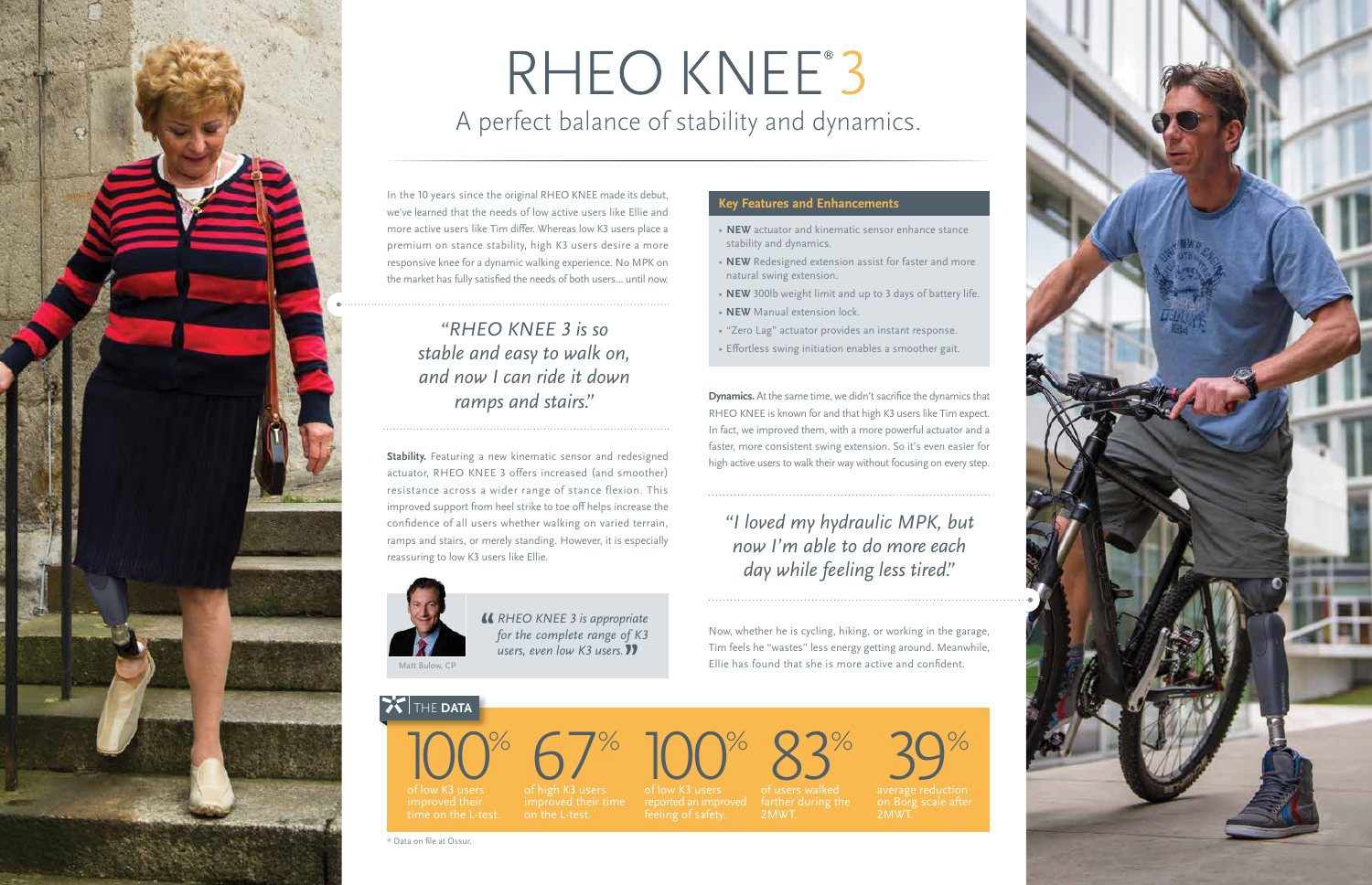# RHEO KNEE® 3

## A perfect balance of stability and dynamics.

In the 10 years since the original RHEO KNEE made its debut, we've learned that the needs of low active users like Ellie and more active users like Tim differ. Whereas low K3 users place a premium on stance stability, high K3 users desire a more responsive knee for a dynamic walking experience. No MPK on the market has fully satisfied the needs of both users... until now.

> *"RHEO KNEE 3 is so stable and easy to walk on, and now I can ride it down ramps and stairs."*

**Stability.** Featuring a new kinematic sensor and redesigned actuator, RHEO KNEE 3 offers increased (and smoother) resistance across a wider range of stance flexion. This improved support from heel strike to toe off helps increase the confidence of all users whether walking on varied terrain, ramps and stairs, or merely standing. However, it is especially reassuring to low K3 users like Ellie.

> *"RHEO KNEE 3 is appropriate for the complete range of K3 users, even low K3 users."*

Matt Bulow, CP

### Key Features and Enhancements

- **NEW** actuator and kinematic sensor enhance stance stability and dynamics.
- **NEW** Redesigned extension assist for faster and more natural swing extension.
- **NEW** 300lb weight limit and up to 3 days of battery life.
- **NEW** Manual extension lock.
- "Zero Lag" actuator provides an instant response.
- Effortless swing initiation enables a smoother gait.

**Dynamics.** At the same time, we didn't sacrifice the dynamics that RHEO KNEE is known for and that high K3 users like Tim expect. In fact, we improved them, with a more powerful actuator and a faster, more consistent swing extension. So it's even easier for high active users to walk their way without focusing on every step.

> *"I loved my hydraulic MPK, but now I'm able to do more each day while feeling less tired."*

Now, whether he is cycling, hiking, or working in the garage, Tim feels he "wastes" less energy getting around. Meanwhile, Ellie has found that she is more active and confident.

### THE DATA

- **100%** of low K3 users improved their time on the L-test.
- **67%** of high K3 users improved their time on the L-test.
- **100%** of low K3 users reported an improved feeling of safety.
- **83%** of users walked farther during the 2MWT.
- **39%** average reduction on Borg scale after 2MWT.

* Data on file at Össur.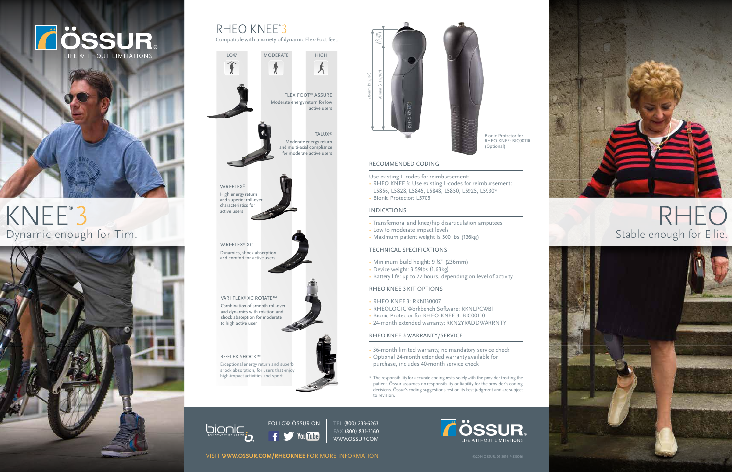ÖSSUR®
LIFE WITHOUT LIMITATIONS

# KNEE® 3

Dynamic enough for Tim.

# RHEO KNEE® 3

Compatible with a variety of dynamic Flex-Foot feet.

LOW | MODERATE | HIGH

**FLEX-FOOT® ASSURE**
Moderate energy return for low active users

**TALUX®**
Moderate energy return and multi-axial compliance for moderate active users

**VARI-FLEX®**
High energy return and superior roll-over characteristics for active users

**VARI-FLEX® XC**
Dynamics, shock absorption and comfort for active users

**VARI-FLEX® XC ROTATE™**
Combination of smooth roll-over and dynamics with rotation and shock absorption for moderate to high active user

**RE-FLEX SHOCK™**
Exceptional energy return and superb shock absorption, for users that enjoy high-impact activities and sport

35mm (1 3/8")
236mm (9 5/16")
201mm (7 15/16")

Bionic Protector for RHEO KNEE: BIC00110 (Optional)

## RECOMMENDED CODING

Use existing L-codes for reimbursement:

- RHEO KNEE 3: Use existing L-codes for reimbursement: L5856, L5828, L5845, L5848, L5850, L5925, L5930*
- Bionic Protector: L5705

## INDICATIONS

- Transfemoral and knee/hip disarticulation amputees
- Low to moderate impact levels
- Maximum patient weight is 300 lbs (136kg)

## TECHNICAL SPECIFICATIONS

- Minimum build height: 9 ¼" (236mm)
- Device weight: 3.59lbs (1.63kg)
- Battery life: up to 72 hours, depending on level of activity

## RHEO KNEE 3 KIT OPTIONS

- RHEO KNEE 3: RKN130007
- RHEOLOGIC Workbench Software: RKNLPCWB1
- Bionic Protector for RHEO KNEE 3: BIC00110
- 24-month extended warranty: RKN2YRADDWARRNTY

## RHEO KNEE 3 WARRANTY/SERVICE

- 36-month limited warranty, no mandatory service check
- Optional 24-month extended warranty available for purchase, includes 40-month service check

* The responsibility for accurate coding rests solely with the provider treating the patient. Össur assumes no responsibility or liability for the provider's coding decisions. Össur's coding suggestions rest on its best judgment and are subject to revision.

# RHEO

Stable enough for Ellie.

bionic TECHNOLOGY BY ÖSSUR

FOLLOW ÖSSUR ON

TEL (800) 233-6263
FAX (800) 831-3160
WWW.OSSUR.COM

ÖSSUR®
LIFE WITHOUT LIMITATIONS

VISIT **WWW.OSSUR.COM/RHEOKNEE** FOR MORE INFORMATION

©2014 ÖSSUR, 05.2014, P-530016